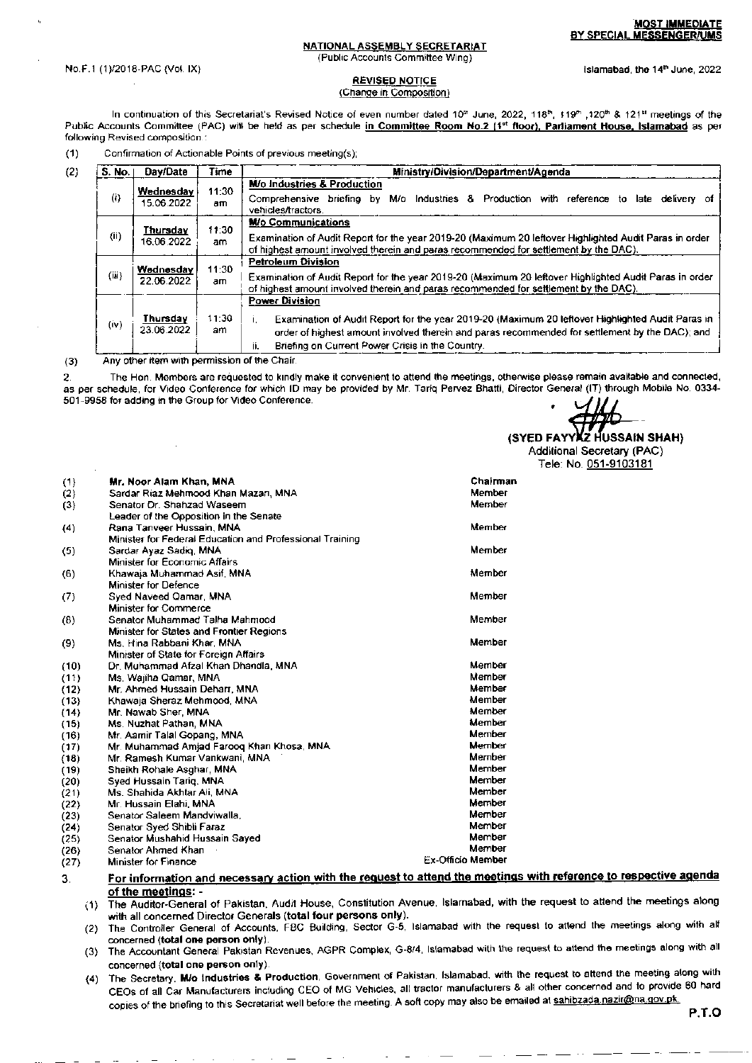**MOST IMMEDIATE**
**BY SPECIAL MESSENGER/UMS**

**NATIONAL ASSEMBLY SECRETARIAT**
(Public Accounts Committee Wing)

No.F.1 (1)/2018-PAC (Vol. IX)

Islamabad, the 14th June, 2022

**REVISED NOTICE**
(Change in Composition)

In continuation of this Secretariat's Revised Notice of even number dated 10th June, 2022, 118th, 119th, 120th & 121st meetings of the Public Accounts Committee (PAC) will be held as per schedule **in Committee Room No.2 (1st floor), Parliament House, Islamabad** as per following Revised composition :

(1) Confirmation of Actionable Points of previous meeting(s);

(2)

| S. No. | Day/Date | Time | Ministry/Division/Department/Agenda |
|---|---|---|---|
| (i) | **Wednesday** 15.06.2022 | 11:30 am | **M/o Industries & Production**<br>Comprehensive briefing by M/o Industries & Production with reference to late delivery of vehicles/tractors. |
| (ii) | **Thursday** 16.06.2022 | 11:30 am | **M/o Communications**<br>Examination of Audit Report for the year 2019-20 (Maximum 20 leftover Highlighted Audit Paras in order of highest amount involved therein and paras recommended for settlement by the DAC). |
| (iii) | **Wednesday** 22.06.2022 | 11:30 am | **Petroleum Division**<br>Examination of Audit Report for the year 2019-20 (Maximum 20 leftover Highlighted Audit Paras in order of highest amount involved therein and paras recommended for settlement by the DAC). |
| (iv) | **Thursday** 23.06.2022 | 11:30 am | **Power Division**<br>i. Examination of Audit Report for the year 2019-20 (Maximum 20 leftover Highlighted Audit Paras in order of highest amount involved therein and paras recommended for settlement by the DAC); and<br>ii. Briefing on Current Power Crisis in the Country. |

(3) Any other item with permission of the Chair.

2. The Hon. Members are requested to kindly make it convenient to attend the meetings, otherwise please remain available and connected, as per schedule, for Video Conference for which ID may be provided by Mr. Tariq Pervez Bhatti, Director General (IT) through Mobile No. 0334-501-9958 for adding in the Group for Video Conference.

**(SYED FAYYAZ HUSSAIN SHAH)**
Additional Secretary (PAC)
Tele: No. 051-9103181

| | | |
|---|---|---|
| (1) | **Mr. Noor Alam Khan, MNA** | **Chairman** |
| (2) | Sardar Riaz Mehmood Khan Mazari, MNA | Member |
| (3) | Senator Dr. Shahzad Waseem<br>Leader of the Opposition in the Senate | Member |
| (4) | Rana Tanveer Hussain, MNA<br>Minister for Federal Education and Professional Training | Member |
| (5) | Sardar Ayaz Sadiq, MNA<br>Minister for Economic Affairs | Member |
| (6) | Khawaja Muhammad Asif, MNA<br>Minister for Defence | Member |
| (7) | Syed Naveed Qamar, MNA<br>Minister for Commerce | Member |
| (8) | Senator Muhammad Talha Mahmood<br>Minister for States and Frontier Regions | Member |
| (9) | Ms. Hina Rabbani Khar, MNA<br>Minister of State for Foreign Affairs | Member |
| (10) | Dr. Muhammad Afzal Khan Dhandla, MNA | Member |
| (11) | Ms. Wajiha Qamar, MNA | Member |
| (12) | Mr. Ahmed Hussain Deharr, MNA | Member |
| (13) | Khawaja Sheraz Mehmood, MNA | Member |
| (14) | Mr. Nawab Sher, MNA | Member |
| (15) | Ms. Nuzhat Pathan, MNA | Member |
| (16) | Mr. Aamir Talal Gopang, MNA | Member |
| (17) | Mr. Muhammad Amjad Farooq Khan Khosa, MNA | Member |
| (18) | Mr. Ramesh Kumar Vankwani, MNA | Member |
| (19) | Sheikh Rohale Asghar, MNA | Member |
| (20) | Syed Hussain Tariq, MNA | Member |
| (21) | Ms. Shahida Akhtar Ali, MNA | Member |
| (22) | Mr. Hussain Elahi, MNA | Member |
| (23) | Senator Saleem Mandviwalla, | Member |
| (24) | Senator Syed Shibli Faraz | Member |
| (25) | Senator Mushahid Hussain Sayed | Member |
| (26) | Senator Ahmed Khan | Member |
| (27) | Minister for Finance | Ex-Officio Member |

3. **For information and necessary action with the request to attend the meetings with reference to respective agenda of the meetings: -**

(1) The Auditor-General of Pakistan, Audit House, Constitution Avenue, Islamabad, with the request to attend the meetings along with all concerned Director Generals (**total four persons only**).

(2) The Controller General of Accounts, FBC Building, Sector G-5, Islamabad with the request to attend the meetings along with all concerned (**total one person only**).

(3) The Accountant General Pakistan Revenues, AGPR Complex, G-8/4, Islamabad with the request to attend the meetings along with all concerned (**total one person only**).

(4) The Secretary, **M/o Industries & Production**, Government of Pakistan, Islamabad, with the request to attend the meeting along with CEOs of all Car Manufacturers including CEO of MG Vehicles, all tractor manufacturers & all other concerned and to provide 60 hard copies of the briefing to this Secretariat well before the meeting. A soft copy may also be emailed at sahibzada.nazir@na.gov.pk.

**P.T.O**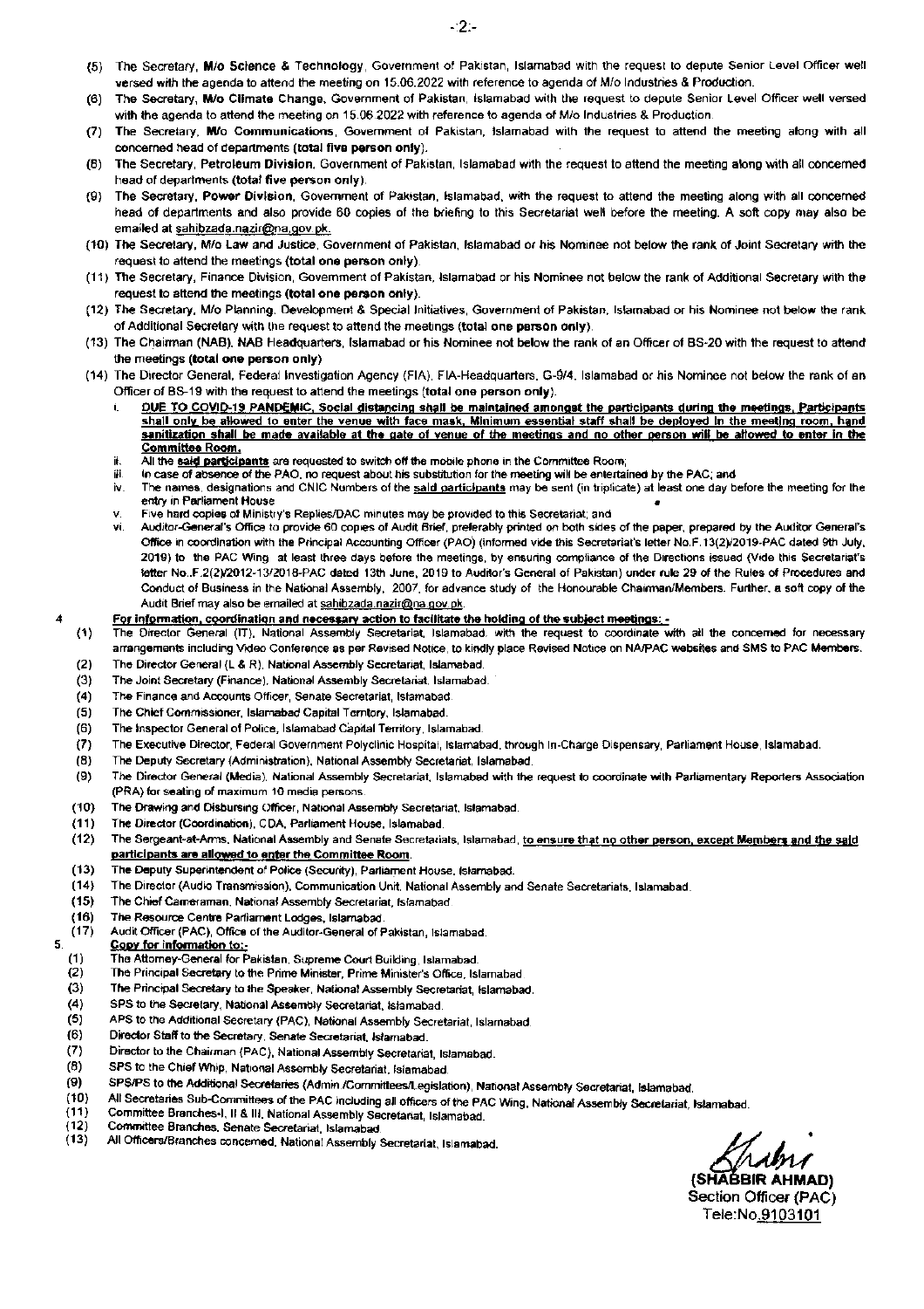(5) The Secretary, **M/o Science & Technology**, Government of Pakistan, Islamabad with the request to depute Senior Level Officer well versed with the agenda to attend the meeting on 15.06.2022 with reference to agenda of M/o Industries & Production.

(6) The Secretary, **M/o Climate Change**, Government of Pakistan, Islamabad with the request to depute Senior Level Officer well versed with the agenda to attend the meeting on 15.06.2022 with reference to agenda of M/o Industries & Production.

(7) The Secretary, **M/o Communications**, Government of Pakistan, Islamabad with the request to attend the meeting along with all concerned head of departments **(total five person only)**.

(8) The Secretary, **Petroleum Division**, Government of Pakistan, Islamabad with the request to attend the meeting along with all concerned head of departments **(total five person only)**.

(9) The Secretary, **Power Division**, Government of Pakistan, Islamabad, with the request to attend the meeting along with all concerned head of departments and also provide 60 copies of the briefing to this Secretariat well before the meeting. A soft copy may also be emailed at sahibzada.nazir@na.gov.pk.

(10) The Secretary, M/o Law and Justice, Government of Pakistan, Islamabad or his Nominee not below the rank of Joint Secretary with the request to attend the meetings **(total one person only)**.

(11) The Secretary, Finance Division, Government of Pakistan, Islamabad or his Nominee not below the rank of Additional Secretary with the request to attend the meetings **(total one person only)**.

(12) The Secretary, M/o Planning, Development & Special Initiatives, Government of Pakistan, Islamabad or his Nominee not below the rank of Additional Secretary with the request to attend the meetings **(total one person only)**.

(13) The Chairman (NAB), NAB Headquarters, Islamabad or his Nominee not below the rank of an Officer of BS-20 with the request to attend the meetings **(total one person only)**

(14) The Director General, Federal Investigation Agency (FIA), FIA-Headquarters, G-9/4, Islamabad or his Nominee not below the rank of an Officer of BS-19 with the request to attend the meetings (**total one person only**).

i. **DUE TO COVID-19 PANDEMIC, Social distancing shall be maintained amongst the participants during the meetings. Participants shall only be allowed to enter the venue with face mask. Minimum essential staff shall be deployed in the meeting room, hand sanitization shall be made available at the gate of venue of the meetings and no other person will be allowed to enter in the Committee Room.**

ii. All the **said participants** are requested to switch off the mobile phone in the Committee Room;

iii. In case of absence of the PAO, no request about his substitution for the meeting will be entertained by the PAC; and

iv. The names, designations and CNIC Numbers of the **said participants** may be sent (in triplicate) at least one day before the meeting for the entry in Parliament House

v. Five hard copies of Ministry's Replies/DAC minutes may be provided to this Secretariat; and

vi. Auditor-General's Office to provide 60 copies of Audit Brief, preferably printed on both sides of the paper, prepared by the Auditor General's Office in coordination with the Principal Accounting Officer (PAO) (informed vide this Secretariat's letter No.F.13(2)/2019-PAC dated 9th July, 2019) to the PAC Wing at least three days before the meetings, by ensuring compliance of the Directions issued (Vide this Secretariat's letter No..F.2(2)/2012-13/2018-PAC dated 13th June, 2019 to Auditor's General of Pakistan) under rule 29 of the Rules of Procedures and Conduct of Business in the National Assembly, 2007, for advance study of the Honourable Chairman/Members. Further, a soft copy of the Audit Brief may also be emailed at sahibzada.nazir@na.gov.pk.

4 **For information, coordination and necessary action to facilitate the holding of the subject meetings: -**

(1) The Director General (IT), National Assembly Secretariat, Islamabad, with the request to coordinate with all the concerned for necessary arrangements including Video Conference as per Revised Notice, to kindly place Revised Notice on NA/PAC websites and SMS to PAC Members.
(2) The Director General (L & R), National Assembly Secretariat, Islamabad.
(3) The Joint Secretary (Finance), National Assembly Secretariat, Islamabad.
(4) The Finance and Accounts Officer, Senate Secretariat, Islamabad.
(5) The Chief Commissioner, Islamabad Capital Territory, Islamabad.
(6) The Inspector General of Police, Islamabad Capital Territory, Islamabad.
(7) The Executive Director, Federal Government Polyclinic Hospital, Islamabad, through In-Charge Dispensary, Parliament House, Islamabad.
(8) The Deputy Secretary (Administration), National Assembly Secretariat, Islamabad.
(9) The Director General (Media), National Assembly Secretariat, Islamabad with the request to coordinate with Parliamentary Reporters Association (PRA) for seating of maximum 10 media persons.
(10) The Drawing and Disbursing Officer, National Assembly Secretariat, Islamabad.
(11) The Director (Coordination), CDA, Parliament House, Islamabad.
(12) The Sergeant-at-Arms, National Assembly and Senate Secretariats, Islamabad, **to ensure that no other person, except Members and the said participants are allowed to enter the Committee Room**.
(13) The Deputy Superintendent of Police (Security), Parliament House, Islamabad.
(14) The Director (Audio Transmission), Communication Unit, National Assembly and Senate Secretariats, Islamabad.
(15) The Chief Cameraman, National Assembly Secretariat, Islamabad.
(16) The Resource Centre Parliament Lodges, Islamabad.
(17) Audit Officer (PAC), Office of the Auditor-General of Pakistan, Islamabad.

5. **Copy for information to:-**

(1) The Attorney-General for Pakistan, Supreme Court Building, Islamabad.
(2) The Principal Secretary to the Prime Minister, Prime Minister's Office, Islamabad
(3) The Principal Secretary to the Speaker, National Assembly Secretariat, Islamabad.
(4) SPS to the Secretary, National Assembly Secretariat, Islamabad.
(5) APS to the Additional Secretary (PAC), National Assembly Secretariat, Islamabad.
(6) Director Staff to the Secretary, Senate Secretariat, Islamabad.
(7) Director to the Chairman (PAC), National Assembly Secretariat, Islamabad.
(8) SPS to the Chief Whip, National Assembly Secretariat, Islamabad.
(9) SPS/PS to the Additional Secretaries (Admin /Committees/Legislation), National Assembly Secretariat, Islamabad.
(10) All Secretaries Sub-Committees of the PAC including all officers of the PAC Wing, National Assembly Secretariat, Islamabad.
(11) Committee Branches-I, II & III, National Assembly Secretariat, Islamabad.
(12) Committee Branches, Senate Secretariat, Islamabad.
(13) All Officers/Branches concerned, National Assembly Secretariat, Islamabad.

**(SHABBIR AHMAD)**
Section Officer (PAC)
Tele:No.9103101